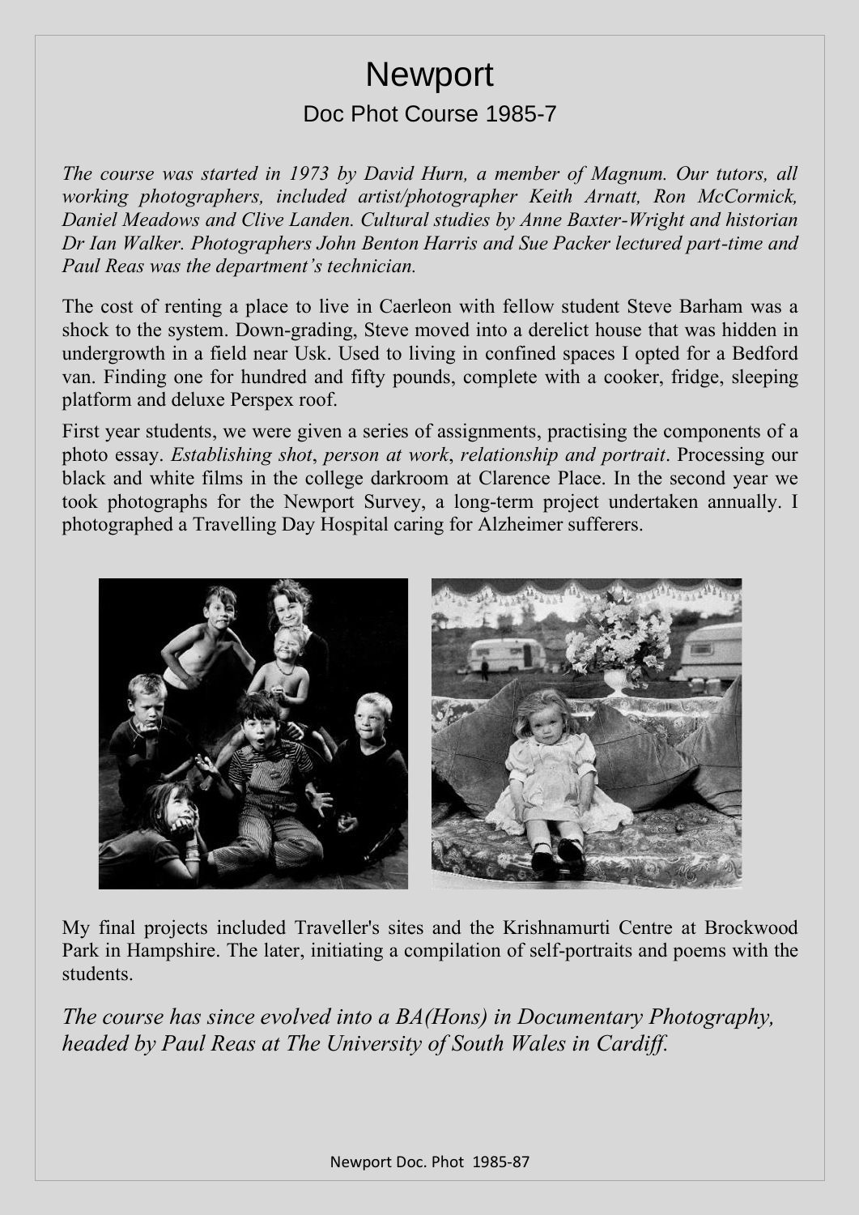# Newport

## Doc Phot Course 1985-7

*The course was started in 1973 by David Hurn, a member of Magnum. Our tutors, all working photographers, included artist/photographer Keith Arnatt, Ron McCormick, Daniel Meadows and Clive Landen. Cultural studies by Anne Baxter-Wright and historian Dr Ian Walker. Photographers John Benton Harris and Sue Packer lectured part-time and Paul Reas was the department's technician.*

The cost of renting a place to live in Caerleon with fellow student Steve Barham was a shock to the system. Down-grading, Steve moved into a derelict house that was hidden in undergrowth in a field near Usk. Used to living in confined spaces I opted for a Bedford van. Finding one for hundred and fifty pounds, complete with a cooker, fridge, sleeping platform and deluxe Perspex roof.

First year students, we were given a series of assignments, practising the components of a photo essay. *Establishing shot*, *person at work*, *relationship and portrait*. Processing our black and white films in the college darkroom at Clarence Place. In the second year we took photographs for the Newport Survey, a long-term project undertaken annually. I photographed a Travelling Day Hospital caring for Alzheimer sufferers.

My final projects included Traveller's sites and the Krishnamurti Centre at Brockwood Park in Hampshire. The later, initiating a compilation of self-portraits and poems with the students.

*The course has since evolved into a BA(Hons) in Documentary Photography, headed by Paul Reas at The University of South Wales in Cardiff.*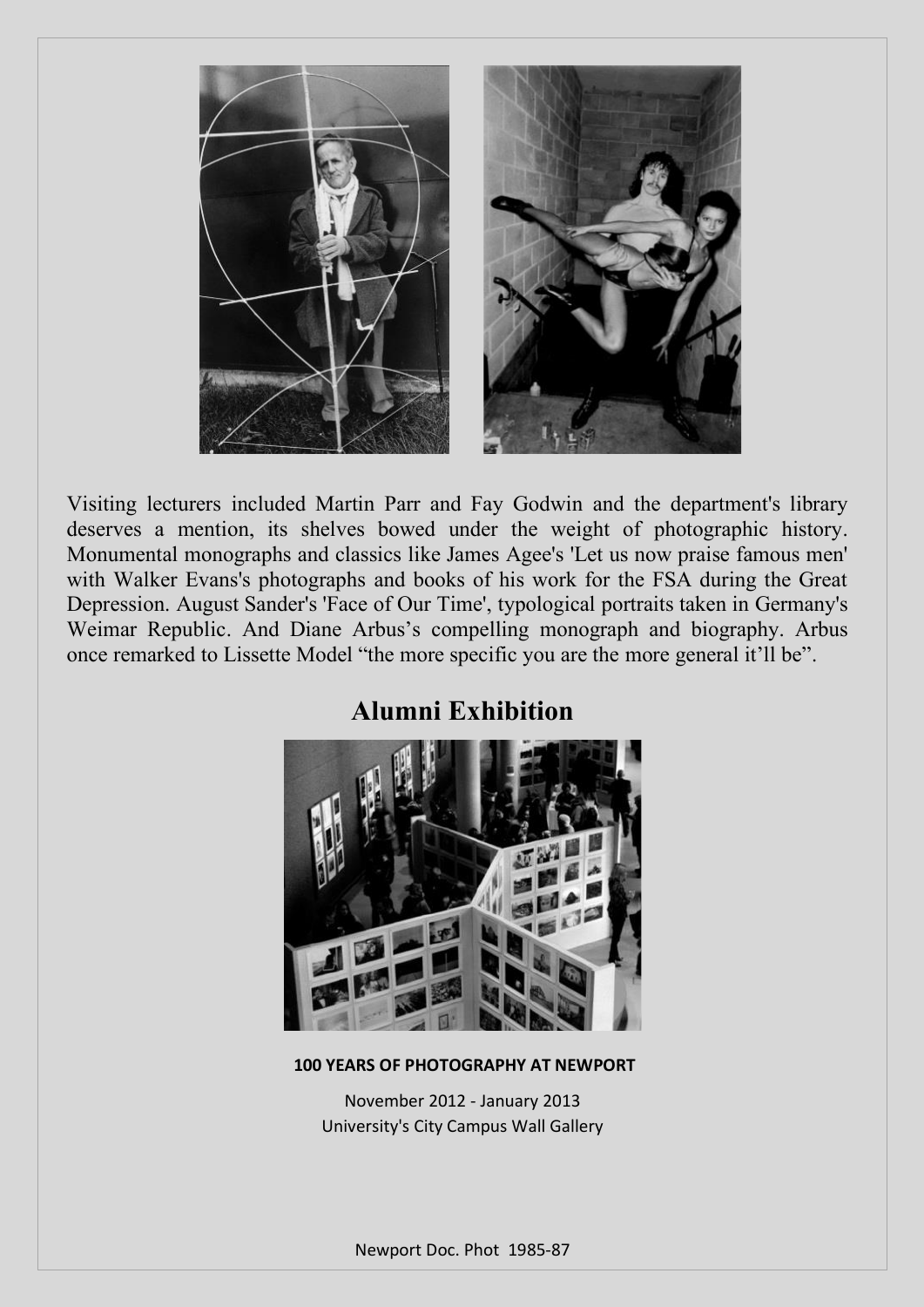Visiting lecturers included Martin Parr and Fay Godwin and the department's library deserves a mention, its shelves bowed under the weight of photographic history. Monumental monographs and classics like James Agee's 'Let us now praise famous men' with Walker Evans's photographs and books of his work for the FSA during the Great Depression. August Sander's 'Face of Our Time', typological portraits taken in Germany's Weimar Republic. And Diane Arbus's compelling monograph and biography. Arbus once remarked to Lissette Model "the more specific you are the more general it'll be".

## Alumni Exhibition

**100 YEARS OF PHOTOGRAPHY AT NEWPORT**

November 2012 - January 2013
University's City Campus Wall Gallery

Newport Doc. Phot 1985-87